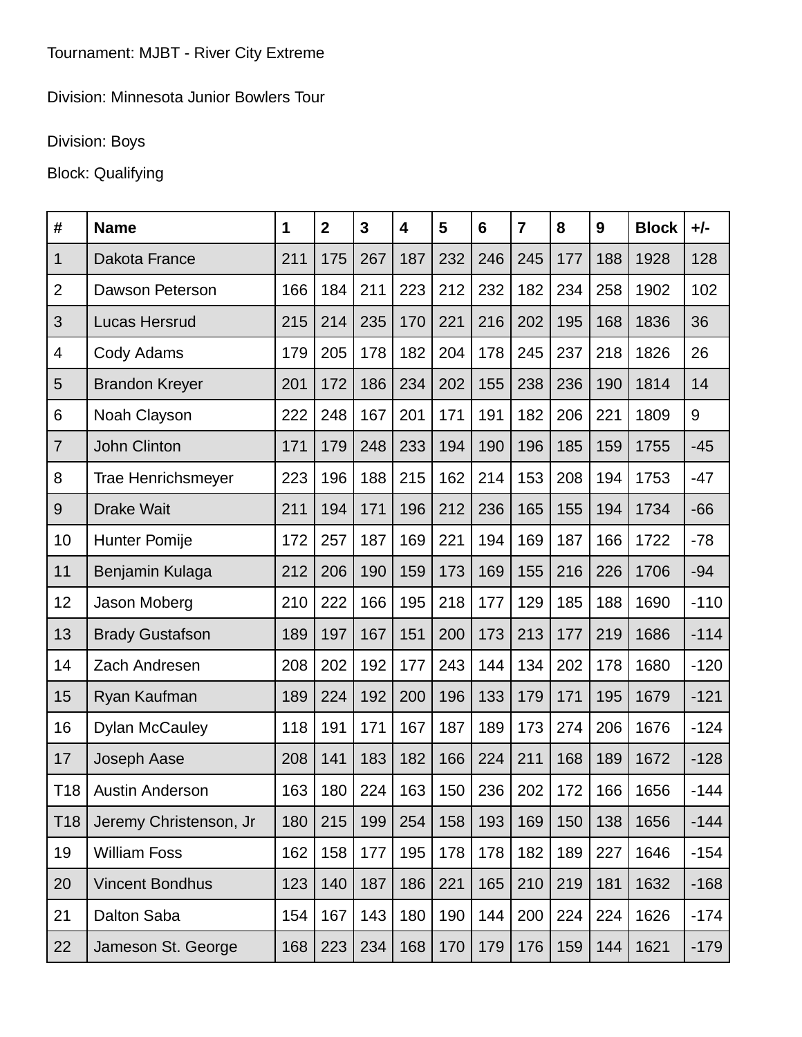Tournament: MJBT - River City Extreme

Division: Minnesota Junior Bowlers Tour

Division: Boys

Block: Qualifying

| # | Name | 1 | 2 | 3 | 4 | 5 | 6 | 7 | 8 | 9 | Block | +/- |
|---|---|---|---|---|---|---|---|---|---|---|---|---|
| 1 | Dakota France | 211 | 175 | 267 | 187 | 232 | 246 | 245 | 177 | 188 | 1928 | 128 |
| 2 | Dawson Peterson | 166 | 184 | 211 | 223 | 212 | 232 | 182 | 234 | 258 | 1902 | 102 |
| 3 | Lucas Hersrud | 215 | 214 | 235 | 170 | 221 | 216 | 202 | 195 | 168 | 1836 | 36 |
| 4 | Cody Adams | 179 | 205 | 178 | 182 | 204 | 178 | 245 | 237 | 218 | 1826 | 26 |
| 5 | Brandon Kreyer | 201 | 172 | 186 | 234 | 202 | 155 | 238 | 236 | 190 | 1814 | 14 |
| 6 | Noah Clayson | 222 | 248 | 167 | 201 | 171 | 191 | 182 | 206 | 221 | 1809 | 9 |
| 7 | John Clinton | 171 | 179 | 248 | 233 | 194 | 190 | 196 | 185 | 159 | 1755 | -45 |
| 8 | Trae Henrichsmeyer | 223 | 196 | 188 | 215 | 162 | 214 | 153 | 208 | 194 | 1753 | -47 |
| 9 | Drake Wait | 211 | 194 | 171 | 196 | 212 | 236 | 165 | 155 | 194 | 1734 | -66 |
| 10 | Hunter Pomije | 172 | 257 | 187 | 169 | 221 | 194 | 169 | 187 | 166 | 1722 | -78 |
| 11 | Benjamin Kulaga | 212 | 206 | 190 | 159 | 173 | 169 | 155 | 216 | 226 | 1706 | -94 |
| 12 | Jason Moberg | 210 | 222 | 166 | 195 | 218 | 177 | 129 | 185 | 188 | 1690 | -110 |
| 13 | Brady Gustafson | 189 | 197 | 167 | 151 | 200 | 173 | 213 | 177 | 219 | 1686 | -114 |
| 14 | Zach Andresen | 208 | 202 | 192 | 177 | 243 | 144 | 134 | 202 | 178 | 1680 | -120 |
| 15 | Ryan Kaufman | 189 | 224 | 192 | 200 | 196 | 133 | 179 | 171 | 195 | 1679 | -121 |
| 16 | Dylan McCauley | 118 | 191 | 171 | 167 | 187 | 189 | 173 | 274 | 206 | 1676 | -124 |
| 17 | Joseph Aase | 208 | 141 | 183 | 182 | 166 | 224 | 211 | 168 | 189 | 1672 | -128 |
| T18 | Austin Anderson | 163 | 180 | 224 | 163 | 150 | 236 | 202 | 172 | 166 | 1656 | -144 |
| T18 | Jeremy Christenson, Jr | 180 | 215 | 199 | 254 | 158 | 193 | 169 | 150 | 138 | 1656 | -144 |
| 19 | William Foss | 162 | 158 | 177 | 195 | 178 | 178 | 182 | 189 | 227 | 1646 | -154 |
| 20 | Vincent Bondhus | 123 | 140 | 187 | 186 | 221 | 165 | 210 | 219 | 181 | 1632 | -168 |
| 21 | Dalton Saba | 154 | 167 | 143 | 180 | 190 | 144 | 200 | 224 | 224 | 1626 | -174 |
| 22 | Jameson St. George | 168 | 223 | 234 | 168 | 170 | 179 | 176 | 159 | 144 | 1621 | -179 |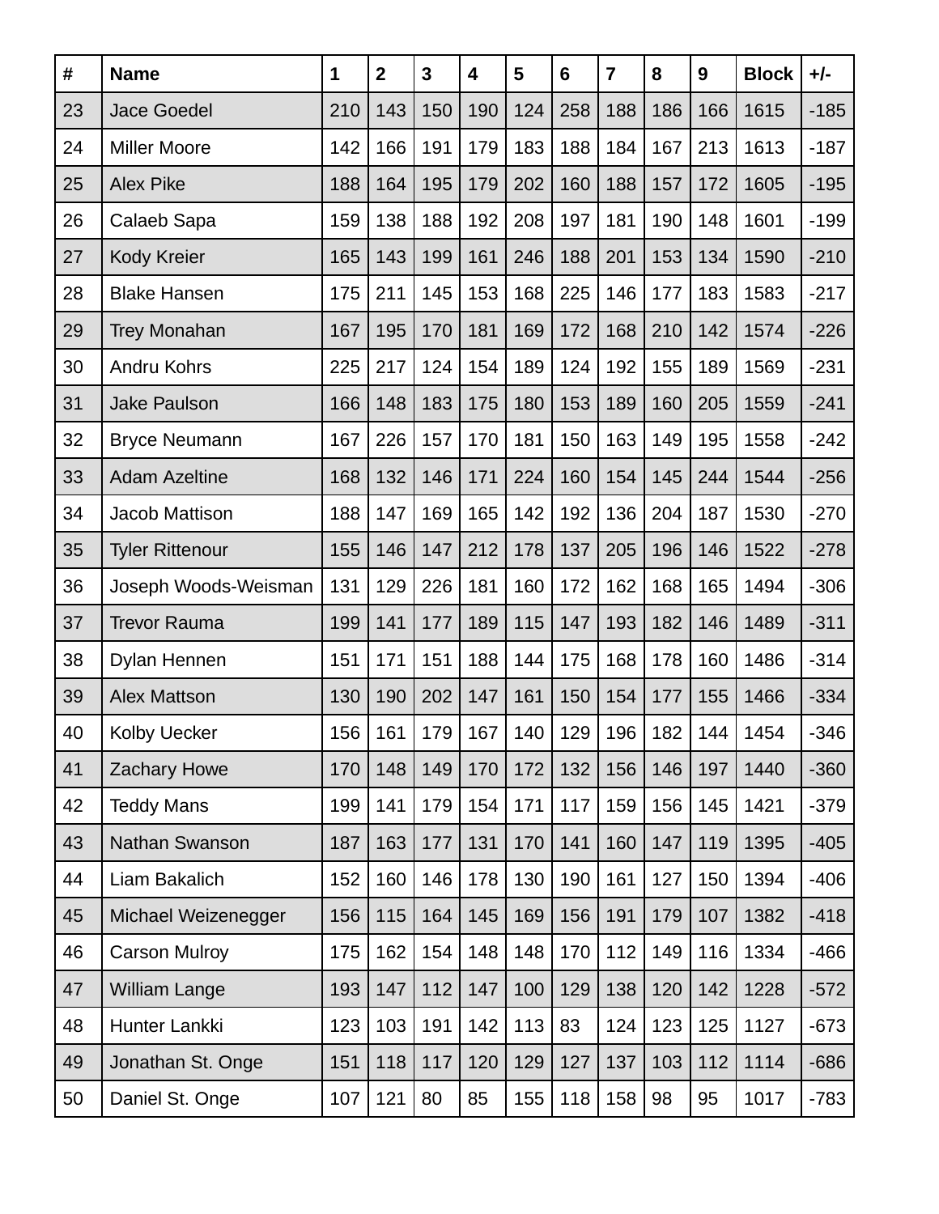| # | Name | 1 | 2 | 3 | 4 | 5 | 6 | 7 | 8 | 9 | Block | +/- |
|---|---|---|---|---|---|---|---|---|---|---|---|---|
| 23 | Jace Goedel | 210 | 143 | 150 | 190 | 124 | 258 | 188 | 186 | 166 | 1615 | -185 |
| 24 | Miller Moore | 142 | 166 | 191 | 179 | 183 | 188 | 184 | 167 | 213 | 1613 | -187 |
| 25 | Alex Pike | 188 | 164 | 195 | 179 | 202 | 160 | 188 | 157 | 172 | 1605 | -195 |
| 26 | Calaeb Sapa | 159 | 138 | 188 | 192 | 208 | 197 | 181 | 190 | 148 | 1601 | -199 |
| 27 | Kody Kreier | 165 | 143 | 199 | 161 | 246 | 188 | 201 | 153 | 134 | 1590 | -210 |
| 28 | Blake Hansen | 175 | 211 | 145 | 153 | 168 | 225 | 146 | 177 | 183 | 1583 | -217 |
| 29 | Trey Monahan | 167 | 195 | 170 | 181 | 169 | 172 | 168 | 210 | 142 | 1574 | -226 |
| 30 | Andru Kohrs | 225 | 217 | 124 | 154 | 189 | 124 | 192 | 155 | 189 | 1569 | -231 |
| 31 | Jake Paulson | 166 | 148 | 183 | 175 | 180 | 153 | 189 | 160 | 205 | 1559 | -241 |
| 32 | Bryce Neumann | 167 | 226 | 157 | 170 | 181 | 150 | 163 | 149 | 195 | 1558 | -242 |
| 33 | Adam Azeltine | 168 | 132 | 146 | 171 | 224 | 160 | 154 | 145 | 244 | 1544 | -256 |
| 34 | Jacob Mattison | 188 | 147 | 169 | 165 | 142 | 192 | 136 | 204 | 187 | 1530 | -270 |
| 35 | Tyler Rittenour | 155 | 146 | 147 | 212 | 178 | 137 | 205 | 196 | 146 | 1522 | -278 |
| 36 | Joseph Woods-Weisman | 131 | 129 | 226 | 181 | 160 | 172 | 162 | 168 | 165 | 1494 | -306 |
| 37 | Trevor Rauma | 199 | 141 | 177 | 189 | 115 | 147 | 193 | 182 | 146 | 1489 | -311 |
| 38 | Dylan Hennen | 151 | 171 | 151 | 188 | 144 | 175 | 168 | 178 | 160 | 1486 | -314 |
| 39 | Alex Mattson | 130 | 190 | 202 | 147 | 161 | 150 | 154 | 177 | 155 | 1466 | -334 |
| 40 | Kolby Uecker | 156 | 161 | 179 | 167 | 140 | 129 | 196 | 182 | 144 | 1454 | -346 |
| 41 | Zachary Howe | 170 | 148 | 149 | 170 | 172 | 132 | 156 | 146 | 197 | 1440 | -360 |
| 42 | Teddy Mans | 199 | 141 | 179 | 154 | 171 | 117 | 159 | 156 | 145 | 1421 | -379 |
| 43 | Nathan Swanson | 187 | 163 | 177 | 131 | 170 | 141 | 160 | 147 | 119 | 1395 | -405 |
| 44 | Liam Bakalich | 152 | 160 | 146 | 178 | 130 | 190 | 161 | 127 | 150 | 1394 | -406 |
| 45 | Michael Weizenegger | 156 | 115 | 164 | 145 | 169 | 156 | 191 | 179 | 107 | 1382 | -418 |
| 46 | Carson Mulroy | 175 | 162 | 154 | 148 | 148 | 170 | 112 | 149 | 116 | 1334 | -466 |
| 47 | William Lange | 193 | 147 | 112 | 147 | 100 | 129 | 138 | 120 | 142 | 1228 | -572 |
| 48 | Hunter Lankki | 123 | 103 | 191 | 142 | 113 | 83 | 124 | 123 | 125 | 1127 | -673 |
| 49 | Jonathan St. Onge | 151 | 118 | 117 | 120 | 129 | 127 | 137 | 103 | 112 | 1114 | -686 |
| 50 | Daniel St. Onge | 107 | 121 | 80 | 85 | 155 | 118 | 158 | 98 | 95 | 1017 | -783 |